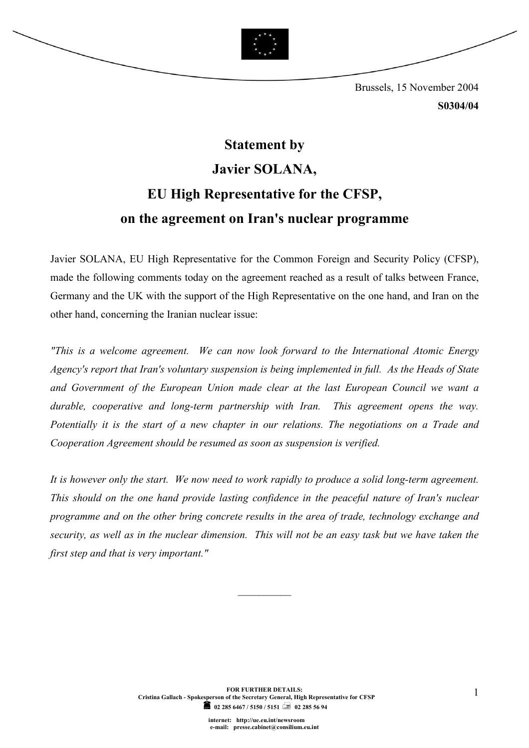Brussels, 15 November 2004

**S0304/04**

# Statement by Javier SOLANA, EU High Representative for the CFSP, on the agreement on Iran's nuclear programme

Javier SOLANA, EU High Representative for the Common Foreign and Security Policy (CFSP), made the following comments today on the agreement reached as a result of talks between France, Germany and the UK with the support of the High Representative on the one hand, and Iran on the other hand, concerning the Iranian nuclear issue:

*"This is a welcome agreement. We can now look forward to the International Atomic Energy Agency's report that Iran's voluntary suspension is being implemented in full. As the Heads of State and Government of the European Union made clear at the last European Council we want a durable, cooperative and long-term partnership with Iran. This agreement opens the way. Potentially it is the start of a new chapter in our relations. The negotiations on a Trade and Cooperation Agreement should be resumed as soon as suspension is verified.*

*It is however only the start. We now need to work rapidly to produce a solid long-term agreement. This should on the one hand provide lasting confidence in the peaceful nature of Iran's nuclear programme and on the other bring concrete results in the area of trade, technology exchange and security, as well as in the nuclear dimension. This will not be an easy task but we have taken the first step and that is very important."*

___________

**FOR FURTHER DETAILS:**
**Cristina Gallach - Spokesperson of the Secretary General, High Representative for CFSP**
**02 285 6467 / 5150 / 5151 02 285 56 94**

**internet: http://ue.eu.int/newsroom**
**e-mail: presse.cabinet@consilium.eu.int**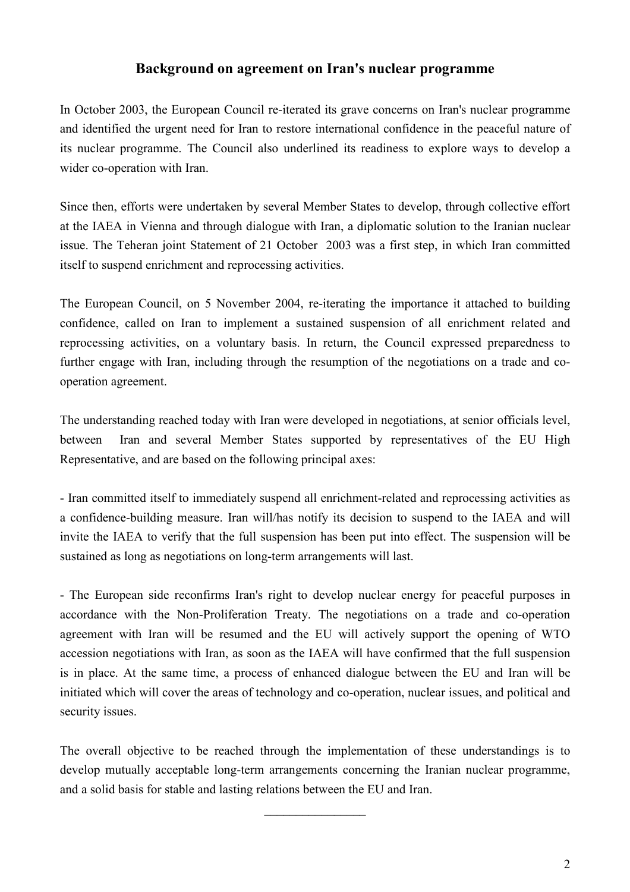## Background on agreement on Iran's nuclear programme

In October 2003, the European Council re-iterated its grave concerns on Iran's nuclear programme and identified the urgent need for Iran to restore international confidence in the peaceful nature of its nuclear programme. The Council also underlined its readiness to explore ways to develop a wider co-operation with Iran.

Since then, efforts were undertaken by several Member States to develop, through collective effort at the IAEA in Vienna and through dialogue with Iran, a diplomatic solution to the Iranian nuclear issue. The Teheran joint Statement of 21 October 2003 was a first step, in which Iran committed itself to suspend enrichment and reprocessing activities.

The European Council, on 5 November 2004, re-iterating the importance it attached to building confidence, called on Iran to implement a sustained suspension of all enrichment related and reprocessing activities, on a voluntary basis. In return, the Council expressed preparedness to further engage with Iran, including through the resumption of the negotiations on a trade and co-operation agreement.

The understanding reached today with Iran were developed in negotiations, at senior officials level, between Iran and several Member States supported by representatives of the EU High Representative, and are based on the following principal axes:

- Iran committed itself to immediately suspend all enrichment-related and reprocessing activities as a confidence-building measure. Iran will/has notify its decision to suspend to the IAEA and will invite the IAEA to verify that the full suspension has been put into effect. The suspension will be sustained as long as negotiations on long-term arrangements will last.

- The European side reconfirms Iran's right to develop nuclear energy for peaceful purposes in accordance with the Non-Proliferation Treaty. The negotiations on a trade and co-operation agreement with Iran will be resumed and the EU will actively support the opening of WTO accession negotiations with Iran, as soon as the IAEA will have confirmed that the full suspension is in place. At the same time, a process of enhanced dialogue between the EU and Iran will be initiated which will cover the areas of technology and co-operation, nuclear issues, and political and security issues.

The overall objective to be reached through the implementation of these understandings is to develop mutually acceptable long-term arrangements concerning the Iranian nuclear programme, and a solid basis for stable and lasting relations between the EU and Iran.

---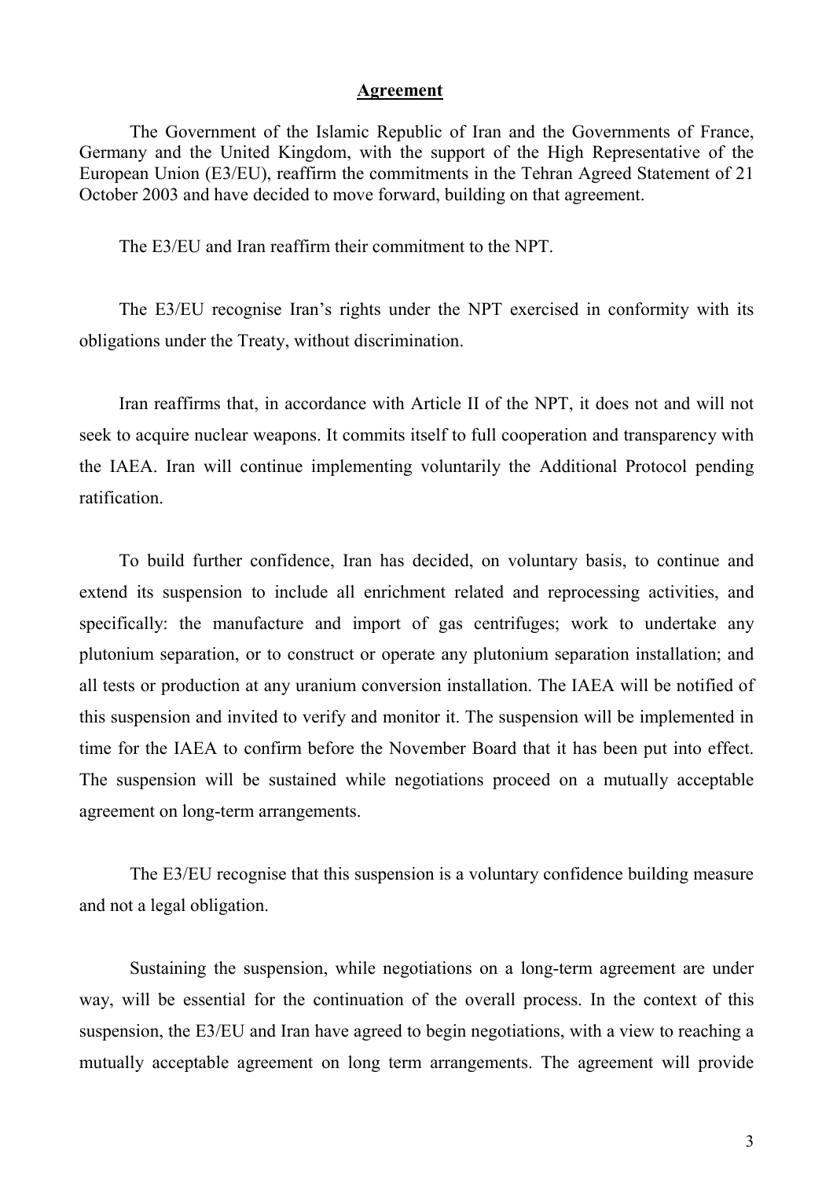## **Agreement**

The Government of the Islamic Republic of Iran and the Governments of France, Germany and the United Kingdom, with the support of the High Representative of the European Union (E3/EU), reaffirm the commitments in the Tehran Agreed Statement of 21 October 2003 and have decided to move forward, building on that agreement.

The E3/EU and Iran reaffirm their commitment to the NPT.

The E3/EU recognise Iran's rights under the NPT exercised in conformity with its obligations under the Treaty, without discrimination.

Iran reaffirms that, in accordance with Article II of the NPT, it does not and will not seek to acquire nuclear weapons. It commits itself to full cooperation and transparency with the IAEA. Iran will continue implementing voluntarily the Additional Protocol pending ratification.

To build further confidence, Iran has decided, on voluntary basis, to continue and extend its suspension to include all enrichment related and reprocessing activities, and specifically: the manufacture and import of gas centrifuges; work to undertake any plutonium separation, or to construct or operate any plutonium separation installation; and all tests or production at any uranium conversion installation. The IAEA will be notified of this suspension and invited to verify and monitor it. The suspension will be implemented in time for the IAEA to confirm before the November Board that it has been put into effect. The suspension will be sustained while negotiations proceed on a mutually acceptable agreement on long-term arrangements.

The E3/EU recognise that this suspension is a voluntary confidence building measure and not a legal obligation.

Sustaining the suspension, while negotiations on a long-term agreement are under way, will be essential for the continuation of the overall process. In the context of this suspension, the E3/EU and Iran have agreed to begin negotiations, with a view to reaching a mutually acceptable agreement on long term arrangements. The agreement will provide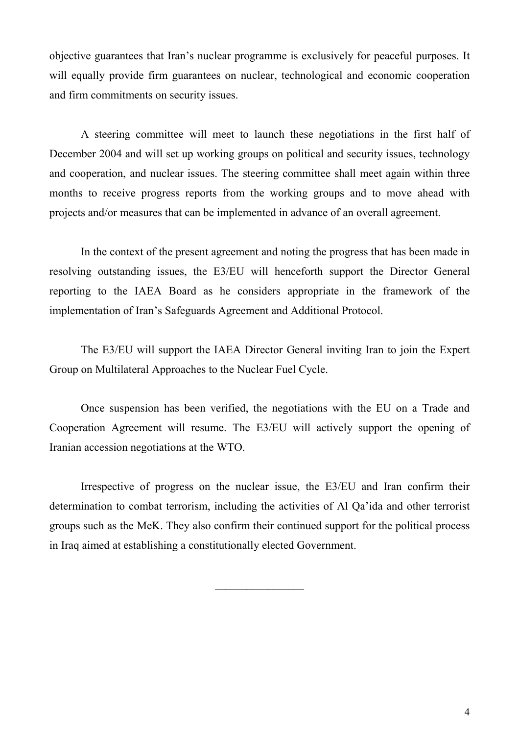objective guarantees that Iran's nuclear programme is exclusively for peaceful purposes. It will equally provide firm guarantees on nuclear, technological and economic cooperation and firm commitments on security issues.

A steering committee will meet to launch these negotiations in the first half of December 2004 and will set up working groups on political and security issues, technology and cooperation, and nuclear issues. The steering committee shall meet again within three months to receive progress reports from the working groups and to move ahead with projects and/or measures that can be implemented in advance of an overall agreement.

In the context of the present agreement and noting the progress that has been made in resolving outstanding issues, the E3/EU will henceforth support the Director General reporting to the IAEA Board as he considers appropriate in the framework of the implementation of Iran's Safeguards Agreement and Additional Protocol.

The E3/EU will support the IAEA Director General inviting Iran to join the Expert Group on Multilateral Approaches to the Nuclear Fuel Cycle.

Once suspension has been verified, the negotiations with the EU on a Trade and Cooperation Agreement will resume. The E3/EU will actively support the opening of Iranian accession negotiations at the WTO.

Irrespective of progress on the nuclear issue, the E3/EU and Iran confirm their determination to combat terrorism, including the activities of Al Qa'ida and other terrorist groups such as the MeK. They also confirm their continued support for the political process in Iraq aimed at establishing a constitutionally elected Government.

---